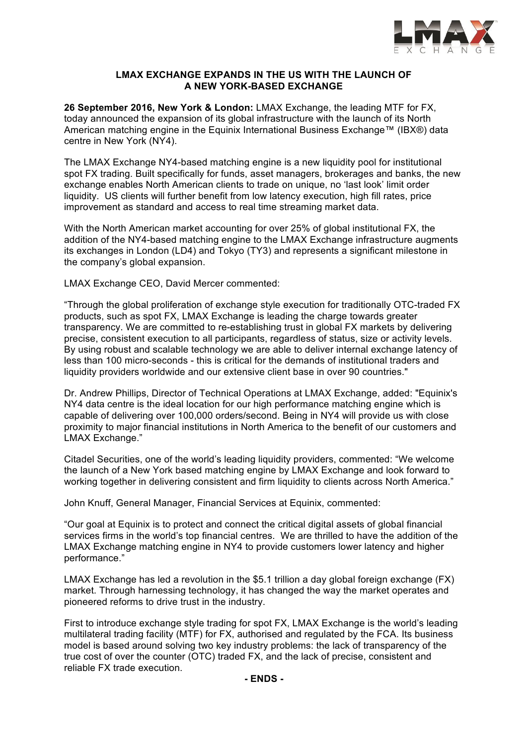# LMAX EXCHANGE EXPANDS IN THE US WITH THE LAUNCH OF A NEW YORK-BASED EXCHANGE

**26 September 2016, New York & London:** LMAX Exchange, the leading MTF for FX, today announced the expansion of its global infrastructure with the launch of its North American matching engine in the Equinix International Business Exchange™ (IBX®) data centre in New York (NY4).

The LMAX Exchange NY4-based matching engine is a new liquidity pool for institutional spot FX trading. Built specifically for funds, asset managers, brokerages and banks, the new exchange enables North American clients to trade on unique, no 'last look' limit order liquidity. US clients will further benefit from low latency execution, high fill rates, price improvement as standard and access to real time streaming market data.

With the North American market accounting for over 25% of global institutional FX, the addition of the NY4-based matching engine to the LMAX Exchange infrastructure augments its exchanges in London (LD4) and Tokyo (TY3) and represents a significant milestone in the company's global expansion.

LMAX Exchange CEO, David Mercer commented:

"Through the global proliferation of exchange style execution for traditionally OTC-traded FX products, such as spot FX, LMAX Exchange is leading the charge towards greater transparency. We are committed to re-establishing trust in global FX markets by delivering precise, consistent execution to all participants, regardless of status, size or activity levels. By using robust and scalable technology we are able to deliver internal exchange latency of less than 100 micro-seconds - this is critical for the demands of institutional traders and liquidity providers worldwide and our extensive client base in over 90 countries."

Dr. Andrew Phillips, Director of Technical Operations at LMAX Exchange, added: "Equinix's NY4 data centre is the ideal location for our high performance matching engine which is capable of delivering over 100,000 orders/second. Being in NY4 will provide us with close proximity to major financial institutions in North America to the benefit of our customers and LMAX Exchange."

Citadel Securities, one of the world's leading liquidity providers, commented: "We welcome the launch of a New York based matching engine by LMAX Exchange and look forward to working together in delivering consistent and firm liquidity to clients across North America."

John Knuff, General Manager, Financial Services at Equinix, commented:

"Our goal at Equinix is to protect and connect the critical digital assets of global financial services firms in the world's top financial centres. We are thrilled to have the addition of the LMAX Exchange matching engine in NY4 to provide customers lower latency and higher performance."

LMAX Exchange has led a revolution in the $5.1 trillion a day global foreign exchange (FX) market. Through harnessing technology, it has changed the way the market operates and pioneered reforms to drive trust in the industry.

First to introduce exchange style trading for spot FX, LMAX Exchange is the world's leading multilateral trading facility (MTF) for FX, authorised and regulated by the FCA. Its business model is based around solving two key industry problems: the lack of transparency of the true cost of over the counter (OTC) traded FX, and the lack of precise, consistent and reliable FX trade execution.

**- ENDS -**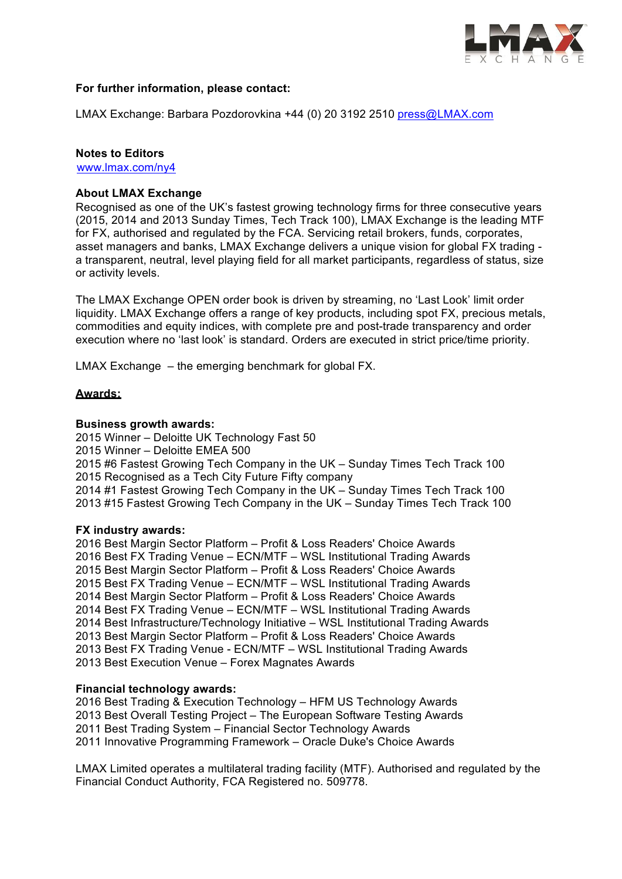**For further information, please contact:**

LMAX Exchange: Barbara Pozdorovkina +44 (0) 20 3192 2510 press@LMAX.com

**Notes to Editors**
www.lmax.com/ny4

**About LMAX Exchange**
Recognised as one of the UK's fastest growing technology firms for three consecutive years (2015, 2014 and 2013 Sunday Times, Tech Track 100), LMAX Exchange is the leading MTF for FX, authorised and regulated by the FCA. Servicing retail brokers, funds, corporates, asset managers and banks, LMAX Exchange delivers a unique vision for global FX trading - a transparent, neutral, level playing field for all market participants, regardless of status, size or activity levels.

The LMAX Exchange OPEN order book is driven by streaming, no 'Last Look' limit order liquidity. LMAX Exchange offers a range of key products, including spot FX, precious metals, commodities and equity indices, with complete pre and post-trade transparency and order execution where no 'last look' is standard. Orders are executed in strict price/time priority.

LMAX Exchange – the emerging benchmark for global FX.

**Awards:**

**Business growth awards:**
2015 Winner – Deloitte UK Technology Fast 50
2015 Winner – Deloitte EMEA 500
2015 #6 Fastest Growing Tech Company in the UK – Sunday Times Tech Track 100
2015 Recognised as a Tech City Future Fifty company
2014 #1 Fastest Growing Tech Company in the UK – Sunday Times Tech Track 100
2013 #15 Fastest Growing Tech Company in the UK – Sunday Times Tech Track 100

**FX industry awards:**
2016 Best Margin Sector Platform – Profit & Loss Readers' Choice Awards
2016 Best FX Trading Venue – ECN/MTF – WSL Institutional Trading Awards
2015 Best Margin Sector Platform – Profit & Loss Readers' Choice Awards
2015 Best FX Trading Venue – ECN/MTF – WSL Institutional Trading Awards
2014 Best Margin Sector Platform – Profit & Loss Readers' Choice Awards
2014 Best FX Trading Venue – ECN/MTF – WSL Institutional Trading Awards
2014 Best Infrastructure/Technology Initiative – WSL Institutional Trading Awards
2013 Best Margin Sector Platform – Profit & Loss Readers' Choice Awards
2013 Best FX Trading Venue - ECN/MTF – WSL Institutional Trading Awards
2013 Best Execution Venue – Forex Magnates Awards

**Financial technology awards:**
2016 Best Trading & Execution Technology – HFM US Technology Awards
2013 Best Overall Testing Project – The European Software Testing Awards
2011 Best Trading System – Financial Sector Technology Awards
2011 Innovative Programming Framework – Oracle Duke's Choice Awards

LMAX Limited operates a multilateral trading facility (MTF). Authorised and regulated by the Financial Conduct Authority, FCA Registered no. 509778.